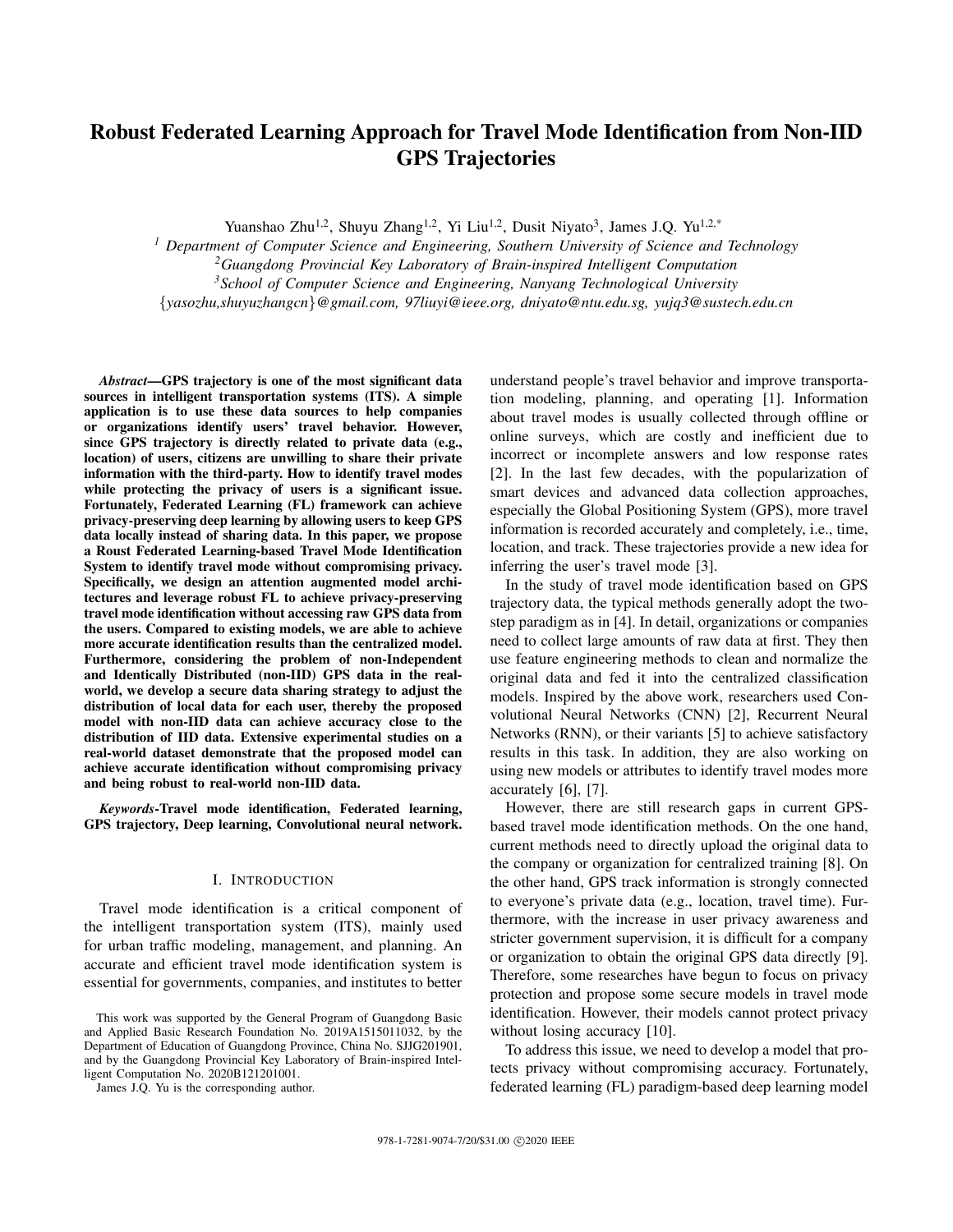# Robust Federated Learning Approach for Travel Mode Identification from Non-IID GPS Trajectories

Yuanshao Zhu[1,2], Shuyu Zhang[1,2], Yi Liu[1,2], Dusit Niyato[3], James J.Q. Yu[1,2,*]

[1] Department of Computer Science and Engineering, Southern University of Science and Technology

[2]Guangdong Provincial Key Laboratory of Brain-inspired Intelligent Computation

[3]School of Computer Science and Engineering, Nanyang Technological University

{yasozhu,shuyuzhangcn}@gmail.com, 97liuyi@ieee.org, dniyato@ntu.edu.sg, yujq3@sustech.edu.cn

***Abstract*—GPS trajectory is one of the most significant data sources in intelligent transportation systems (ITS). A simple application is to use these data sources to help companies or organizations identify users' travel behavior. However, since GPS trajectory is directly related to private data (e.g., location) of users, citizens are unwilling to share their private information with the third-party. How to identify travel modes while protecting the privacy of users is a significant issue. Fortunately, Federated Learning (FL) framework can achieve privacy-preserving deep learning by allowing users to keep GPS data locally instead of sharing data. In this paper, we propose a Roust Federated Learning-based Travel Mode Identification System to identify travel mode without compromising privacy. Specifically, we design an attention augmented model architectures and leverage robust FL to achieve privacy-preserving travel mode identification without accessing raw GPS data from the users. Compared to existing models, we are able to achieve more accurate identification results than the centralized model. Furthermore, considering the problem of non-Independent and Identically Distributed (non-IID) GPS data in the real-world, we develop a secure data sharing strategy to adjust the distribution of local data for each user, thereby the proposed model with non-IID data can achieve accuracy close to the distribution of IID data. Extensive experimental studies on a real-world dataset demonstrate that the proposed model can achieve accurate identification without compromising privacy and being robust to real-world non-IID data.**

***Keywords*-Travel mode identification, Federated learning, GPS trajectory, Deep learning, Convolutional neural network.**

## I. Introduction

Travel mode identification is a critical component of the intelligent transportation system (ITS), mainly used for urban traffic modeling, management, and planning. An accurate and efficient travel mode identification system is essential for governments, companies, and institutes to better understand people's travel behavior and improve transportation modeling, planning, and operating [1]. Information about travel modes is usually collected through offline or online surveys, which are costly and inefficient due to incorrect or incomplete answers and low response rates [2]. In the last few decades, with the popularization of smart devices and advanced data collection approaches, especially the Global Positioning System (GPS), more travel information is recorded accurately and completely, i.e., time, location, and track. These trajectories provide a new idea for inferring the user's travel mode [3].

In the study of travel mode identification based on GPS trajectory data, the typical methods generally adopt the two-step paradigm as in [4]. In detail, organizations or companies need to collect large amounts of raw data at first. They then use feature engineering methods to clean and normalize the original data and fed it into the centralized classification models. Inspired by the above work, researchers used Convolutional Neural Networks (CNN) [2], Recurrent Neural Networks (RNN), or their variants [5] to achieve satisfactory results in this task. In addition, they are also working on using new models or attributes to identify travel modes more accurately [6], [7].

However, there are still research gaps in current GPS-based travel mode identification methods. On the one hand, current methods need to directly upload the original data to the company or organization for centralized training [8]. On the other hand, GPS track information is strongly connected to everyone's private data (e.g., location, travel time). Furthermore, with the increase in user privacy awareness and stricter government supervision, it is difficult for a company or organization to obtain the original GPS data directly [9]. Therefore, some researches have begun to focus on privacy protection and propose some secure models in travel mode identification. However, their models cannot protect privacy without losing accuracy [10].

To address this issue, we need to develop a model that protects privacy without compromising accuracy. Fortunately, federated learning (FL) paradigm-based deep learning model

This work was supported by the General Program of Guangdong Basic and Applied Basic Research Foundation No. 2019A1515011032, by the Department of Education of Guangdong Province, China No. SJJG201901, and by the Guangdong Provincial Key Laboratory of Brain-inspired Intelligent Computation No. 2020B121201001.

James J.Q. Yu is the corresponding author.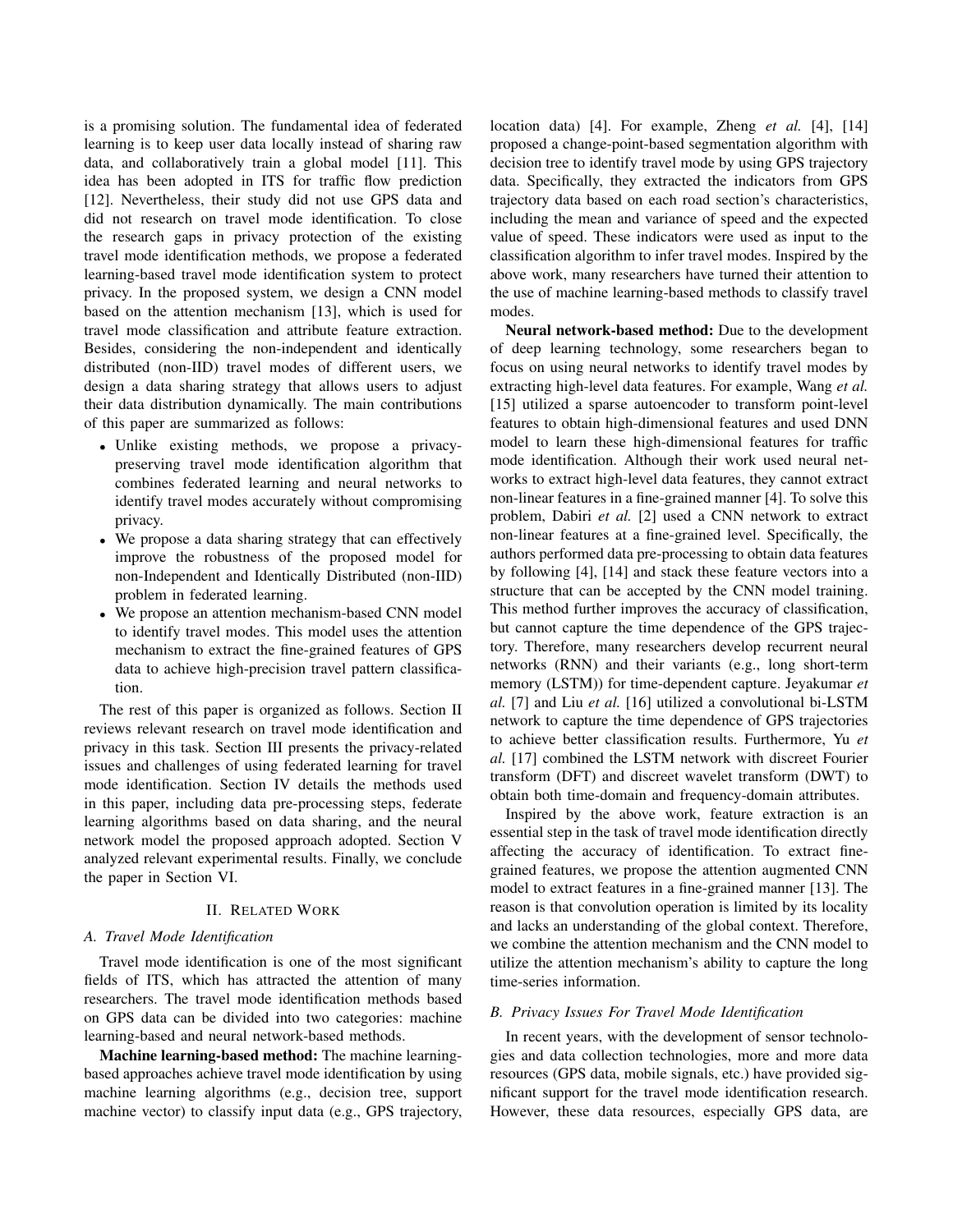is a promising solution. The fundamental idea of federated learning is to keep user data locally instead of sharing raw data, and collaboratively train a global model [11]. This idea has been adopted in ITS for traffic flow prediction [12]. Nevertheless, their study did not use GPS data and did not research on travel mode identification. To close the research gaps in privacy protection of the existing travel mode identification methods, we propose a federated learning-based travel mode identification system to protect privacy. In the proposed system, we design a CNN model based on the attention mechanism [13], which is used for travel mode classification and attribute feature extraction. Besides, considering the non-independent and identically distributed (non-IID) travel modes of different users, we design a data sharing strategy that allows users to adjust their data distribution dynamically. The main contributions of this paper are summarized as follows:

- Unlike existing methods, we propose a privacy-preserving travel mode identification algorithm that combines federated learning and neural networks to identify travel modes accurately without compromising privacy.
- We propose a data sharing strategy that can effectively improve the robustness of the proposed model for non-Independent and Identically Distributed (non-IID) problem in federated learning.
- We propose an attention mechanism-based CNN model to identify travel modes. This model uses the attention mechanism to extract the fine-grained features of GPS data to achieve high-precision travel pattern classification.

The rest of this paper is organized as follows. Section II reviews relevant research on travel mode identification and privacy in this task. Section III presents the privacy-related issues and challenges of using federated learning for travel mode identification. Section IV details the methods used in this paper, including data pre-processing steps, federate learning algorithms based on data sharing, and the neural network model the proposed approach adopted. Section V analyzed relevant experimental results. Finally, we conclude the paper in Section VI.

## II. Related Work

### A. Travel Mode Identification

Travel mode identification is one of the most significant fields of ITS, which has attracted the attention of many researchers. The travel mode identification methods based on GPS data can be divided into two categories: machine learning-based and neural network-based methods.

**Machine learning-based method:** The machine learning-based approaches achieve travel mode identification by using machine learning algorithms (e.g., decision tree, support machine vector) to classify input data (e.g., GPS trajectory, location data) [4]. For example, Zheng *et al.* [4], [14] proposed a change-point-based segmentation algorithm with decision tree to identify travel mode by using GPS trajectory data. Specifically, they extracted the indicators from GPS trajectory data based on each road section's characteristics, including the mean and variance of speed and the expected value of speed. These indicators were used as input to the classification algorithm to infer travel modes. Inspired by the above work, many researchers have turned their attention to the use of machine learning-based methods to classify travel modes.

**Neural network-based method:** Due to the development of deep learning technology, some researchers began to focus on using neural networks to identify travel modes by extracting high-level data features. For example, Wang *et al.* [15] utilized a sparse autoencoder to transform point-level features to obtain high-dimensional features and used DNN model to learn these high-dimensional features for traffic mode identification. Although their work used neural networks to extract high-level data features, they cannot extract non-linear features in a fine-grained manner [4]. To solve this problem, Dabiri *et al.* [2] used a CNN network to extract non-linear features at a fine-grained level. Specifically, the authors performed data pre-processing to obtain data features by following [4], [14] and stack these feature vectors into a structure that can be accepted by the CNN model training. This method further improves the accuracy of classification, but cannot capture the time dependence of the GPS trajectory. Therefore, many researchers develop recurrent neural networks (RNN) and their variants (e.g., long short-term memory (LSTM)) for time-dependent capture. Jeyakumar *et al.* [7] and Liu *et al.* [16] utilized a convolutional bi-LSTM network to capture the time dependence of GPS trajectories to achieve better classification results. Furthermore, Yu *et al.* [17] combined the LSTM network with discreet Fourier transform (DFT) and discreet wavelet transform (DWT) to obtain both time-domain and frequency-domain attributes.

Inspired by the above work, feature extraction is an essential step in the task of travel mode identification directly affecting the accuracy of identification. To extract fine-grained features, we propose the attention augmented CNN model to extract features in a fine-grained manner [13]. The reason is that convolution operation is limited by its locality and lacks an understanding of the global context. Therefore, we combine the attention mechanism and the CNN model to utilize the attention mechanism's ability to capture the long time-series information.

### B. Privacy Issues For Travel Mode Identification

In recent years, with the development of sensor technologies and data collection technologies, more and more data resources (GPS data, mobile signals, etc.) have provided significant support for the travel mode identification research. However, these data resources, especially GPS data, are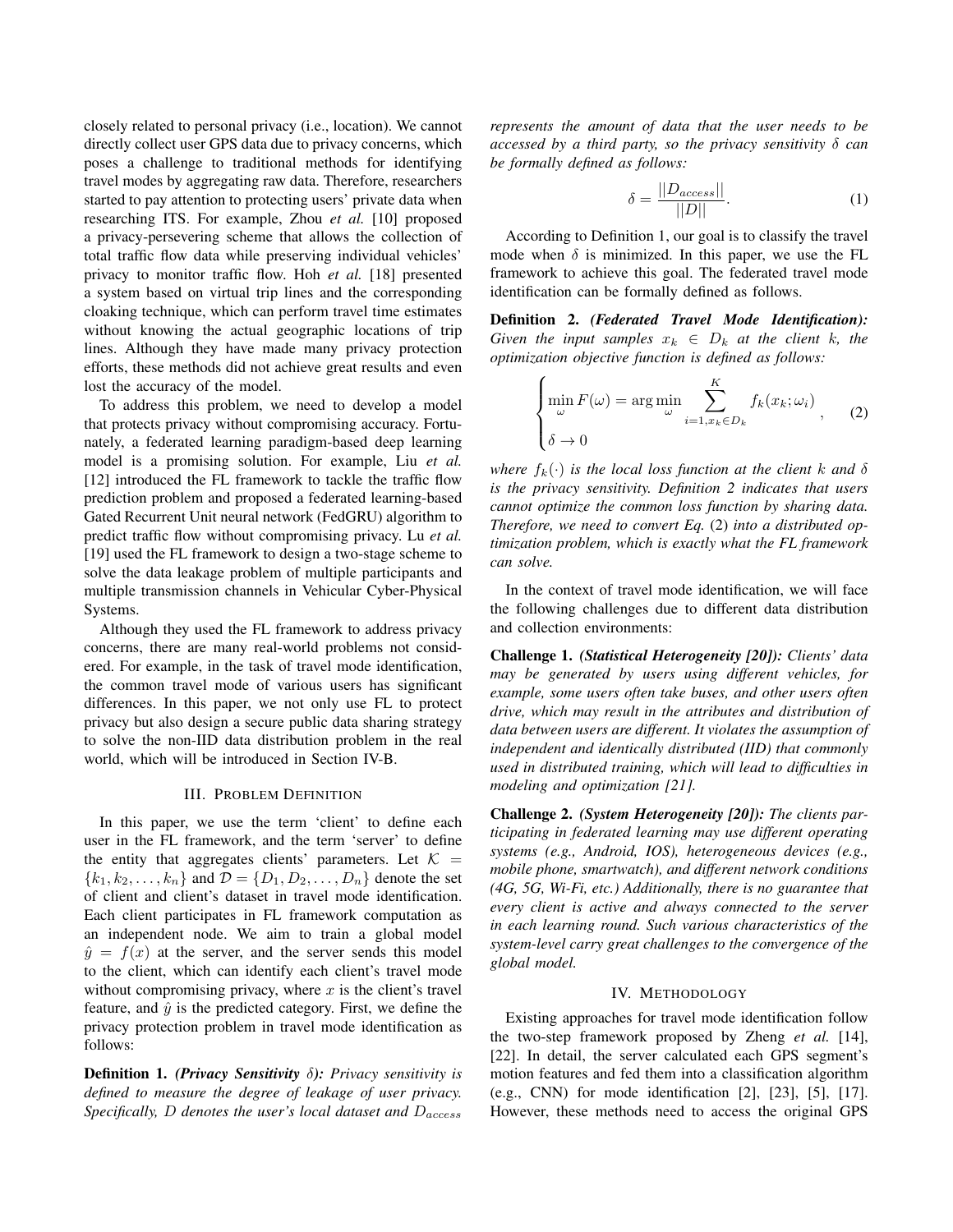closely related to personal privacy (i.e., location). We cannot directly collect user GPS data due to privacy concerns, which poses a challenge to traditional methods for identifying travel modes by aggregating raw data. Therefore, researchers started to pay attention to protecting users' private data when researching ITS. For example, Zhou *et al.* [10] proposed a privacy-persevering scheme that allows the collection of total traffic flow data while preserving individual vehicles' privacy to monitor traffic flow. Hoh *et al.* [18] presented a system based on virtual trip lines and the corresponding cloaking technique, which can perform travel time estimates without knowing the actual geographic locations of trip lines. Although they have made many privacy protection efforts, these methods did not achieve great results and even lost the accuracy of the model.

To address this problem, we need to develop a model that protects privacy without compromising accuracy. Fortunately, a federated learning paradigm-based deep learning model is a promising solution. For example, Liu *et al.* [12] introduced the FL framework to tackle the traffic flow prediction problem and proposed a federated learning-based Gated Recurrent Unit neural network (FedGRU) algorithm to predict traffic flow without compromising privacy. Lu *et al.* [19] used the FL framework to design a two-stage scheme to solve the data leakage problem of multiple participants and multiple transmission channels in Vehicular Cyber-Physical Systems.

Although they used the FL framework to address privacy concerns, there are many real-world problems not considered. For example, in the task of travel mode identification, the common travel mode of various users has significant differences. In this paper, we not only use FL to protect privacy but also design a secure public data sharing strategy to solve the non-IID data distribution problem in the real world, which will be introduced in Section IV-B.

## III. Problem Definition

In this paper, we use the term 'client' to define each user in the FL framework, and the term 'server' to define the entity that aggregates clients' parameters. Let $\mathcal{K} = \{k_1, k_2, \ldots, k_n\}$ and $\mathcal{D} = \{D_1, D_2, \ldots, D_n\}$ denote the set of client and client's dataset in travel mode identification. Each client participates in FL framework computation as an independent node. We aim to train a global model $\hat{y} = f(x)$ at the server, and the server sends this model to the client, which can identify each client's travel mode without compromising privacy, where $x$ is the client's travel feature, and $\hat{y}$ is the predicted category. First, we define the privacy protection problem in travel mode identification as follows:

**Definition 1.** ***(Privacy Sensitivity*** $\delta$***):*** *Privacy sensitivity is defined to measure the degree of leakage of user privacy. Specifically,* $D$ *denotes the user's local dataset and* $D_{access}$ *represents the amount of data that the user needs to be accessed by a third party, so the privacy sensitivity* $\delta$ *can be formally defined as follows:*

$$\delta = \frac{||D_{access}||}{||D||}. \tag{1}$$

According to Definition 1, our goal is to classify the travel mode when $\delta$ is minimized. In this paper, we use the FL framework to achieve this goal. The federated travel mode identification can be formally defined as follows.

**Definition 2.** ***(Federated Travel Mode Identification):*** *Given the input samples* $x_k \in D_k$ *at the client* $k$*, the optimization objective function is defined as follows:*

$$\begin{cases} \min\limits_{\omega} F(\omega) = \arg\min\limits_{\omega} \sum\limits_{i=1, x_k \in D_k}^{K} f_k(x_k; \omega_i) \\ \delta \rightarrow 0 \end{cases}, \tag{2}$$

*where* $f_k(\cdot)$ *is the local loss function at the client* $k$ *and* $\delta$ *is the privacy sensitivity. Definition 2 indicates that users cannot optimize the common loss function by sharing data. Therefore, we need to convert Eq.* (2) *into a distributed optimization problem, which is exactly what the FL framework can solve.*

In the context of travel mode identification, we will face the following challenges due to different data distribution and collection environments:

**Challenge 1.** ***(Statistical Heterogeneity [20]):*** *Clients' data may be generated by users using different vehicles, for example, some users often take buses, and other users often drive, which may result in the attributes and distribution of data between users are different. It violates the assumption of independent and identically distributed (IID) that commonly used in distributed training, which will lead to difficulties in modeling and optimization [21].*

**Challenge 2.** ***(System Heterogeneity [20]):*** *The clients participating in federated learning may use different operating systems (e.g., Android, IOS), heterogeneous devices (e.g., mobile phone, smartwatch), and different network conditions (4G, 5G, Wi-Fi, etc.) Additionally, there is no guarantee that every client is active and always connected to the server in each learning round. Such various characteristics of the system-level carry great challenges to the convergence of the global model.*

## IV. Methodology

Existing approaches for travel mode identification follow the two-step framework proposed by Zheng *et al.* [14], [22]. In detail, the server calculated each GPS segment's motion features and fed them into a classification algorithm (e.g., CNN) for mode identification [2], [23], [5], [17]. However, these methods need to access the original GPS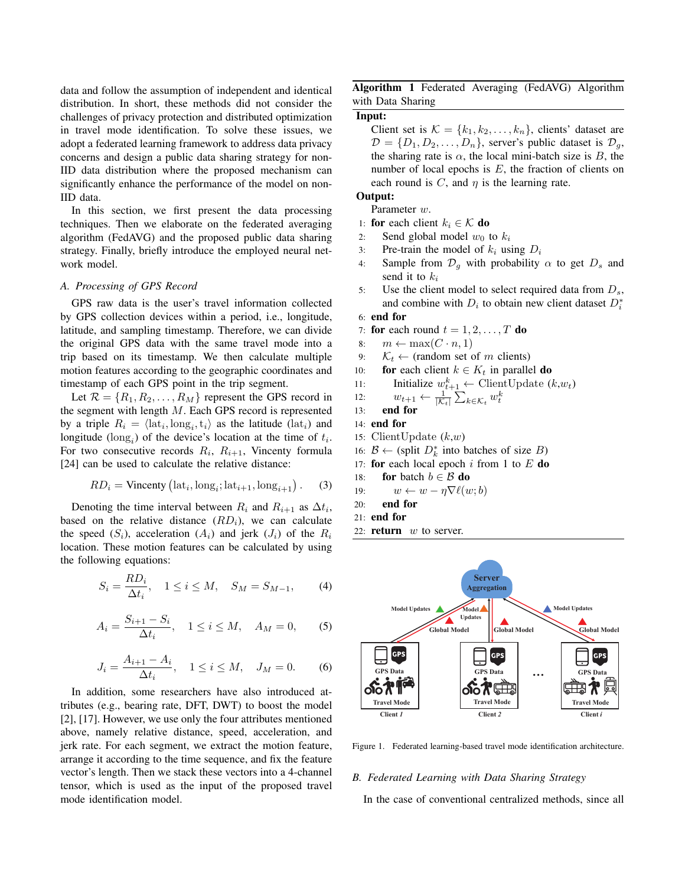data and follow the assumption of independent and identical distribution. In short, these methods did not consider the challenges of privacy protection and distributed optimization in travel mode identification. To solve these issues, we adopt a federated learning framework to address data privacy concerns and design a public data sharing strategy for non-IID data distribution where the proposed mechanism can significantly enhance the performance of the model on non-IID data.

In this section, we first present the data processing techniques. Then we elaborate on the federated averaging algorithm (FedAVG) and the proposed public data sharing strategy. Finally, briefly introduce the employed neural network model.

### A. Processing of GPS Record

GPS raw data is the user's travel information collected by GPS collection devices within a period, i.e., longitude, latitude, and sampling timestamp. Therefore, we can divide the original GPS data with the same travel mode into a trip based on its timestamp. We then calculate multiple motion features according to the geographic coordinates and timestamp of each GPS point in the trip segment.

Let $\mathcal{R} = \{R_1, R_2, \ldots, R_M\}$ represent the GPS record in the segment with length $M$. Each GPS record is represented by a triple $R_i = \langle \text{lat}_i, \text{long}_i, \text{t}_i \rangle$ as the latitude ($\text{lat}_i$) and longitude ($\text{long}_i$) of the device's location at the time of $t_i$. For two consecutive records $R_i$, $R_{i+1}$, Vincenty formula [24] can be used to calculate the relative distance:

$$RD_i = \text{Vincenty}\left(\text{lat}_i, \text{long}_i; \text{lat}_{i+1}, \text{long}_{i+1}\right). \quad (3)$$

Denoting the time interval between $R_i$ and $R_{i+1}$ as $\Delta t_i$, based on the relative distance ($RD_i$), we can calculate the speed ($S_i$), acceleration ($A_i$) and jerk ($J_i$) of the $R_i$ location. These motion features can be calculated by using the following equations:

$$S_i = \frac{RD_i}{\Delta t_i}, \quad 1 \leq i \leq M, \quad S_M = S_{M-1}, \quad (4)$$

$$A_i = \frac{S_{i+1} - S_i}{\Delta t_i}, \quad 1 \leq i \leq M, \quad A_M = 0, \quad (5)$$

$$J_i = \frac{A_{i+1} - A_i}{\Delta t_i}, \quad 1 \leq i \leq M, \quad J_M = 0. \quad (6)$$

In addition, some researchers have also introduced attributes (e.g., bearing rate, DFT, DWT) to boost the model [2], [17]. However, we use only the four attributes mentioned above, namely relative distance, speed, acceleration, and jerk rate. For each segment, we extract the motion feature, arrange it according to the time sequence, and fix the feature vector's length. Then we stack these vectors into a 4-channel tensor, which is used as the input of the proposed travel mode identification model.

**Algorithm 1** Federated Averaging (FedAVG) Algorithm with Data Sharing

**Input:**
Client set is $\mathcal{K} = \{k_1, k_2, \ldots, k_n\}$, clients' dataset are $\mathcal{D} = \{D_1, D_2, \ldots, D_n\}$, server's public dataset is $\mathcal{D}_g$, the sharing rate is $\alpha$, the local mini-batch size is $B$, the number of local epochs is $E$, the fraction of clients on each round is $C$, and $\eta$ is the learning rate.

**Output:**
Parameter $w$.

1: **for** each client $k_i \in \mathcal{K}$ **do**
2: Send global model $w_0$ to $k_i$
3: Pre-train the model of $k_i$ using $D_i$
4: Sample from $\mathcal{D}_g$ with probability $\alpha$ to get $D_s$ and send it to $k_i$
5: Use the client model to select required data from $D_s$, and combine with $D_i$ to obtain new client dataset $D_i^*$
6: **end for**
7: **for** each round $t = 1, 2, \ldots, T$ **do**
8: $m \leftarrow \max(C \cdot n, 1)$
9: $\mathcal{K}_t \leftarrow$ (random set of $m$ clients)
10: **for** each client $k \in K_t$ in parallel **do**
11: Initialize $w_{t+1}^k \leftarrow$ ClientUpdate $(k, w_t)$
12: $w_{t+1} \leftarrow \frac{1}{|\mathcal{K}_t|} \sum_{k \in \mathcal{K}_t} w_t^k$
13: **end for**
14: **end for**
15: ClientUpdate $(k, w)$
16: $\mathcal{B} \leftarrow$ (split $D_k^*$ into batches of size $B$)
17: **for** each local epoch $i$ from 1 to $E$ **do**
18: **for** batch $b \in \mathcal{B}$ **do**
19: $w \leftarrow w - \eta \nabla \ell(w; b)$
20: **end for**
21: **end for**
22: **return** $w$ to server.

Server Aggregation
Model Updates
Model Updates
Model Updates
Global Model
Global Model
Global Model
GPS Data
Travel Mode
Client 1
GPS Data
Travel Mode
Client 2
GPS Data
Travel Mode
Client i

Figure 1. Federated learning-based travel mode identification architecture.

### B. Federated Learning with Data Sharing Strategy

In the case of conventional centralized methods, since all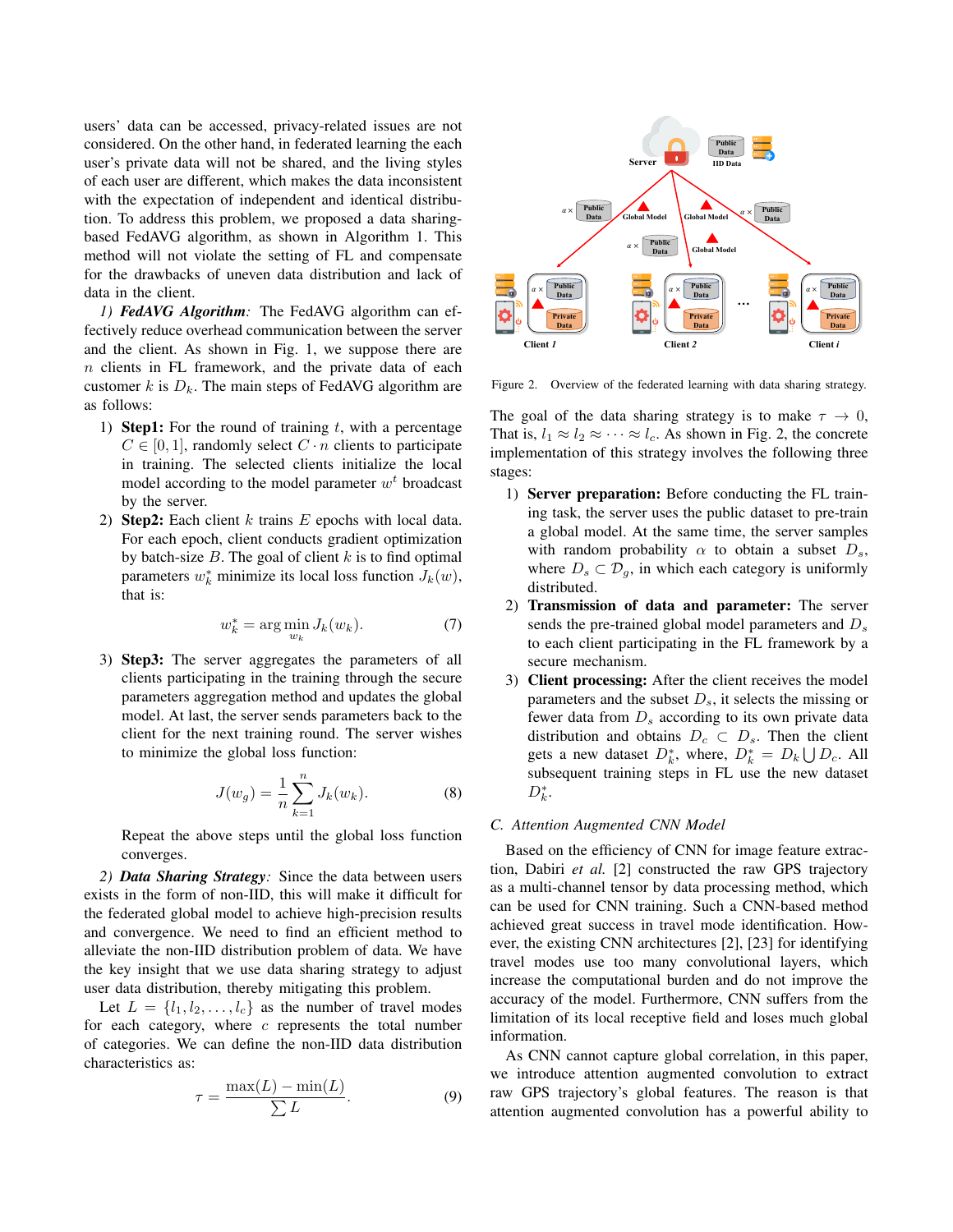users' data can be accessed, privacy-related issues are not considered. On the other hand, in federated learning the each user's private data will not be shared, and the living styles of each user are different, which makes the data inconsistent with the expectation of independent and identical distribution. To address this problem, we proposed a data sharing-based FedAVG algorithm, as shown in Algorithm 1. This method will not violate the setting of FL and compensate for the drawbacks of uneven data distribution and lack of data in the client.

*1) **FedAVG Algorithm**:* The FedAVG algorithm can effectively reduce overhead communication between the server and the client. As shown in Fig. 1, we suppose there are $n$ clients in FL framework, and the private data of each customer $k$ is $D_k$. The main steps of FedAVG algorithm are as follows:

1) **Step1:** For the round of training $t$, with a percentage $C \in [0, 1]$, randomly select $C \cdot n$ clients to participate in training. The selected clients initialize the local model according to the model parameter $w^t$ broadcast by the server.
2) **Step2:** Each client $k$ trains $E$ epochs with local data. For each epoch, client conducts gradient optimization by batch-size $B$. The goal of client $k$ is to find optimal parameters $w_k^*$ minimize its local loss function $J_k(w)$, that is:

$$w_k^* = \arg\min_{w_k} J_k(w_k). \tag{7}$$

3) **Step3:** The server aggregates the parameters of all clients participating in the training through the secure parameters aggregation method and updates the global model. At last, the server sends parameters back to the client for the next training round. The server wishes to minimize the global loss function:

$$J(w_g) = \frac{1}{n}\sum_{k=1}^{n} J_k(w_k). \tag{8}$$

Repeat the above steps until the global loss function converges.

*2) **Data Sharing Strategy**:* Since the data between users exists in the form of non-IID, this will make it difficult for the federated global model to achieve high-precision results and convergence. We need to find an efficient method to alleviate the non-IID distribution problem of data. We have the key insight that we use data sharing strategy to adjust user data distribution, thereby mitigating this problem.

Let $L = \{l_1, l_2, \ldots, l_c\}$ as the number of travel modes for each category, where $c$ represents the total number of categories. We can define the non-IID data distribution characteristics as:

$$\tau = \frac{\max(L) - \min(L)}{\sum L}. \tag{9}$$

Server
Public Data
IID Data
$\alpha \times$ Public Data
Global Model
Global Model
Global Model
$\alpha \times$ Public Data
$\alpha \times$ Public Data
$\alpha \times$ Public Data
Private Data
Client 1
Client 2
Client i
...

Figure 2. Overview of the federated learning with data sharing strategy.

The goal of the data sharing strategy is to make $\tau \to 0$, That is, $l_1 \approx l_2 \approx \cdots \approx l_c$. As shown in Fig. 2, the concrete implementation of this strategy involves the following three stages:

1) **Server preparation:** Before conducting the FL training task, the server uses the public dataset to pre-train a global model. At the same time, the server samples with random probability $\alpha$ to obtain a subset $D_s$, where $D_s \subset \mathcal{D}_g$, in which each category is uniformly distributed.
2) **Transmission of data and parameter:** The server sends the pre-trained global model parameters and $D_s$ to each client participating in the FL framework by a secure mechanism.
3) **Client processing:** After the client receives the model parameters and the subset $D_s$, it selects the missing or fewer data from $D_s$ according to its own private data distribution and obtains $D_c \subset D_s$. Then the client gets a new dataset $D_k^*$, where, $D_k^* = D_k \bigcup D_c$. All subsequent training steps in FL use the new dataset $D_k^*$.

### C. Attention Augmented CNN Model

Based on the efficiency of CNN for image feature extraction, Dabiri *et al.* [2] constructed the raw GPS trajectory as a multi-channel tensor by data processing method, which can be used for CNN training. Such a CNN-based method achieved great success in travel mode identification. However, the existing CNN architectures [2], [23] for identifying travel modes use too many convolutional layers, which increase the computational burden and do not improve the accuracy of the model. Furthermore, CNN suffers from the limitation of its local receptive field and loses much global information.

As CNN cannot capture global correlation, in this paper, we introduce attention augmented convolution to extract raw GPS trajectory's global features. The reason is that attention augmented convolution has a powerful ability to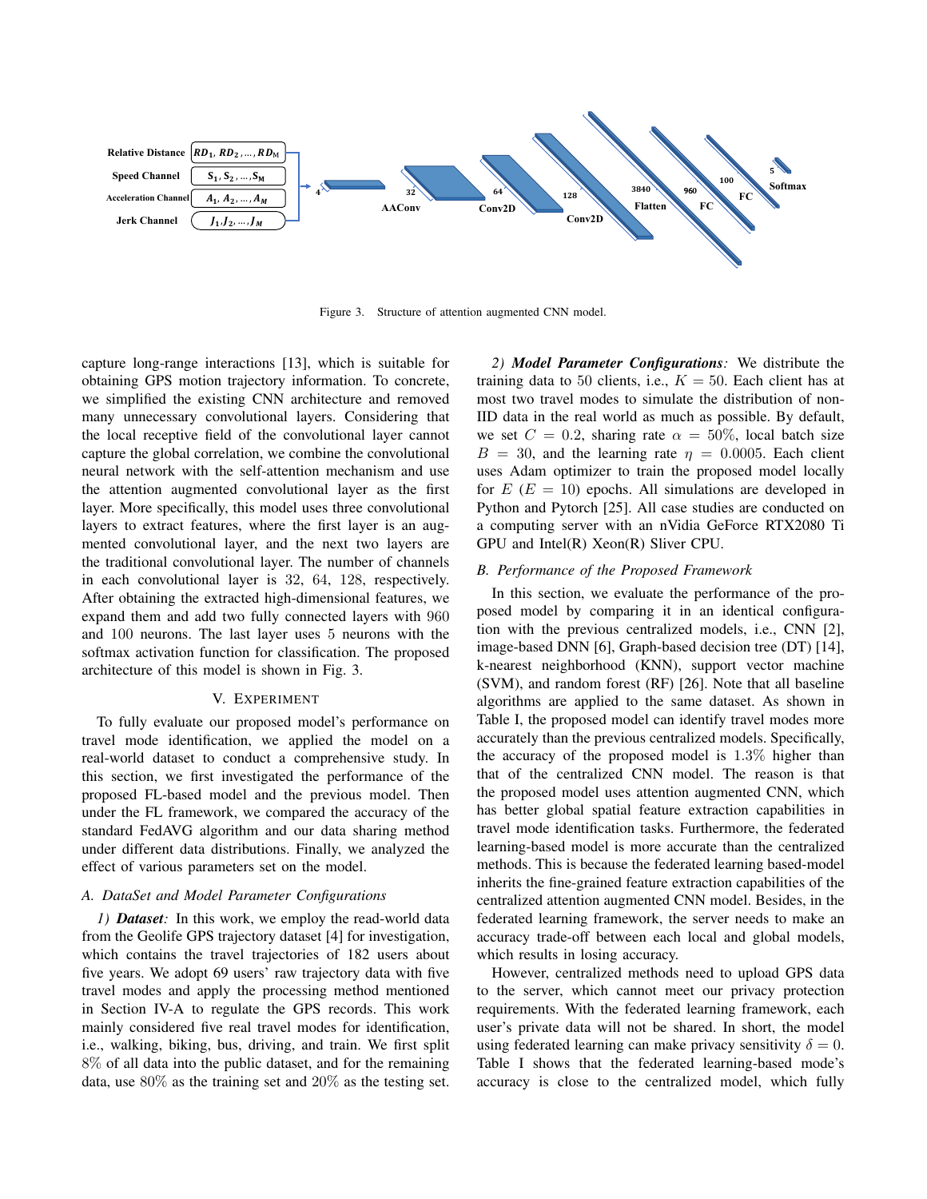Relative Distance $RD_1, RD_2, ..., RD_M$

Speed Channel $S_1, S_2, ..., S_M$

Acceleration Channel $A_1, A_2, ..., A_M$

Jerk Channel $J_1, J_2, ..., J_M$

4

32

AAConv

64

Conv2D

128

Conv2D

3840

Flatten

960

FC

100

FC

5

Softmax

Figure 3. Structure of attention augmented CNN model.

capture long-range interactions [13], which is suitable for obtaining GPS motion trajectory information. To concrete, we simplified the existing CNN architecture and removed many unnecessary convolutional layers. Considering that the local receptive field of the convolutional layer cannot capture the global correlation, we combine the convolutional neural network with the self-attention mechanism and use the attention augmented convolutional layer as the first layer. More specifically, this model uses three convolutional layers to extract features, where the first layer is an augmented convolutional layer, and the next two layers are the traditional convolutional layer. The number of channels in each convolutional layer is 32, 64, 128, respectively. After obtaining the extracted high-dimensional features, we expand them and add two fully connected layers with 960 and 100 neurons. The last layer uses 5 neurons with the softmax activation function for classification. The proposed architecture of this model is shown in Fig. 3.

## V. Experiment

To fully evaluate our proposed model's performance on travel mode identification, we applied the model on a real-world dataset to conduct a comprehensive study. In this section, we first investigated the performance of the proposed FL-based model and the previous model. Then under the FL framework, we compared the accuracy of the standard FedAVG algorithm and our data sharing method under different data distributions. Finally, we analyzed the effect of various parameters set on the model.

### A. DataSet and Model Parameter Configurations

*1)* ***Dataset****:* In this work, we employ the read-world data from the Geolife GPS trajectory dataset [4] for investigation, which contains the travel trajectories of 182 users about five years. We adopt 69 users' raw trajectory data with five travel modes and apply the processing method mentioned in Section IV-A to regulate the GPS records. This work mainly considered five real travel modes for identification, i.e., walking, biking, bus, driving, and train. We first split 8% of all data into the public dataset, and for the remaining data, use 80% as the training set and 20% as the testing set.

*2)* ***Model Parameter Configurations****:* We distribute the training data to 50 clients, i.e., $K = 50$. Each client has at most two travel modes to simulate the distribution of non-IID data in the real world as much as possible. By default, we set $C = 0.2$, sharing rate $\alpha = 50\%$, local batch size $B = 30$, and the learning rate $\eta = 0.0005$. Each client uses Adam optimizer to train the proposed model locally for $E$ ($E = 10$) epochs. All simulations are developed in Python and Pytorch [25]. All case studies are conducted on a computing server with an nVidia GeForce RTX2080 Ti GPU and Intel(R) Xeon(R) Sliver CPU.

### B. Performance of the Proposed Framework

In this section, we evaluate the performance of the proposed model by comparing it in an identical configuration with the previous centralized models, i.e., CNN [2], image-based DNN [6], Graph-based decision tree (DT) [14], k-nearest neighborhood (KNN), support vector machine (SVM), and random forest (RF) [26]. Note that all baseline algorithms are applied to the same dataset. As shown in Table I, the proposed model can identify travel modes more accurately than the previous centralized models. Specifically, the accuracy of the proposed model is 1.3% higher than that of the centralized CNN model. The reason is that the proposed model uses attention augmented CNN, which has better global spatial feature extraction capabilities in travel mode identification tasks. Furthermore, the federated learning-based model is more accurate than the centralized methods. This is because the federated learning based-model inherits the fine-grained feature extraction capabilities of the centralized attention augmented CNN model. Besides, in the federated learning framework, the server needs to make an accuracy trade-off between each local and global models, which results in losing accuracy.

However, centralized methods need to upload GPS data to the server, which cannot meet our privacy protection requirements. With the federated learning framework, each user's private data will not be shared. In short, the model using federated learning can make privacy sensitivity $\delta = 0$. Table I shows that the federated learning-based mode's accuracy is close to the centralized model, which fully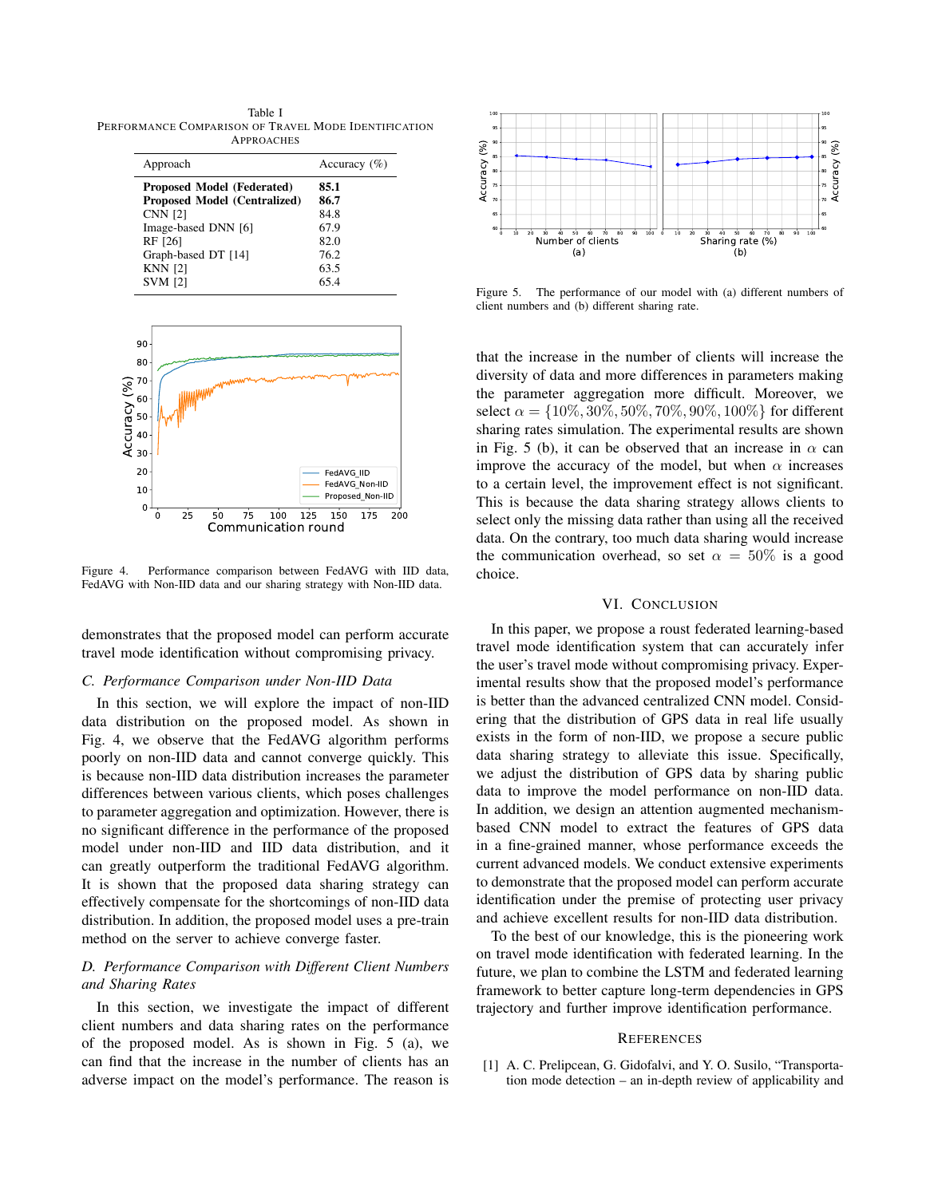Table I
PERFORMANCE COMPARISON OF TRAVEL MODE IDENTIFICATION APPROACHES

| Approach | Accuracy (%) |
|---|---|
| **Proposed Model (Federated)** | **85.1** |
| **Proposed Model (Centralized)** | **86.7** |
| CNN [2] | 84.8 |
| Image-based DNN [6] | 67.9 |
| RF [26] | 82.0 |
| Graph-based DT [14] | 76.2 |
| KNN [2] | 63.5 |
| SVM [2] | 65.4 |

Accuracy (%)
Communication round
FedAVG_IID
FedAVG_Non-IID
Proposed_Non-IID

Figure 4. Performance comparison between FedAVG with IID data, FedAVG with Non-IID data and our sharing strategy with Non-IID data.

demonstrates that the proposed model can perform accurate travel mode identification without compromising privacy.

### C. Performance Comparison under Non-IID Data

In this section, we will explore the impact of non-IID data distribution on the proposed model. As shown in Fig. 4, we observe that the FedAVG algorithm performs poorly on non-IID data and cannot converge quickly. This is because non-IID data distribution increases the parameter differences between various clients, which poses challenges to parameter aggregation and optimization. However, there is no significant difference in the performance of the proposed model under non-IID and IID data distribution, and it can greatly outperform the traditional FedAVG algorithm. It is shown that the proposed data sharing strategy can effectively compensate for the shortcomings of non-IID data distribution. In addition, the proposed model uses a pre-train method on the server to achieve converge faster.

### D. Performance Comparison with Different Client Numbers and Sharing Rates

In this section, we investigate the impact of different client numbers and data sharing rates on the performance of the proposed model. As is shown in Fig. 5 (a), we can find that the increase in the number of clients has an adverse impact on the model's performance. The reason is

Accuracy (%)
Number of clients
(a)
Sharing rate (%)
(b)

Figure 5. The performance of our model with (a) different numbers of client numbers and (b) different sharing rate.

that the increase in the number of clients will increase the diversity of data and more differences in parameters making the parameter aggregation more difficult. Moreover, we select $\alpha = \{10\%, 30\%, 50\%, 70\%, 90\%, 100\%\}$ for different sharing rates simulation. The experimental results are shown in Fig. 5 (b), it can be observed that an increase in $\alpha$ can improve the accuracy of the model, but when $\alpha$ increases to a certain level, the improvement effect is not significant. This is because the data sharing strategy allows clients to select only the missing data rather than using all the received data. On the contrary, too much data sharing would increase the communication overhead, so set $\alpha = 50\%$ is a good choice.

## VI. CONCLUSION

In this paper, we propose a roust federated learning-based travel mode identification system that can accurately infer the user's travel mode without compromising privacy. Experimental results show that the proposed model's performance is better than the advanced centralized CNN model. Considering that the distribution of GPS data in real life usually exists in the form of non-IID, we propose a secure public data sharing strategy to alleviate this issue. Specifically, we adjust the distribution of GPS data by sharing public data to improve the model performance on non-IID data. In addition, we design an attention augmented mechanism-based CNN model to extract the features of GPS data in a fine-grained manner, whose performance exceeds the current advanced models. We conduct extensive experiments to demonstrate that the proposed model can perform accurate identification under the premise of protecting user privacy and achieve excellent results for non-IID data distribution.

To the best of our knowledge, this is the pioneering work on travel mode identification with federated learning. In the future, we plan to combine the LSTM and federated learning framework to better capture long-term dependencies in GPS trajectory and further improve identification performance.

## REFERENCES

[1] A. C. Prelipcean, G. Gidofalvi, and Y. O. Susilo, "Transportation mode detection – an in-depth review of applicability and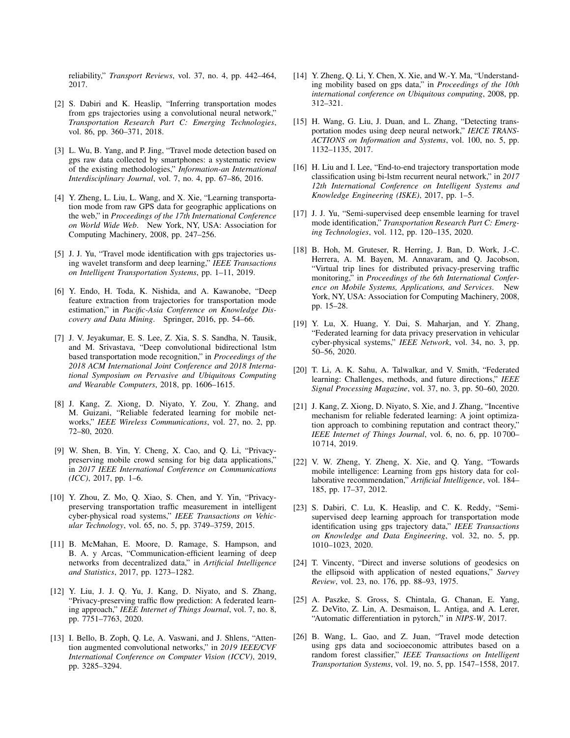reliability," *Transport Reviews*, vol. 37, no. 4, pp. 442–464, 2017.

[2] S. Dabiri and K. Heaslip, "Inferring transportation modes from gps trajectories using a convolutional neural network," *Transportation Research Part C: Emerging Technologies*, vol. 86, pp. 360–371, 2018.

[3] L. Wu, B. Yang, and P. Jing, "Travel mode detection based on gps raw data collected by smartphones: a systematic review of the existing methodologies," *Information-an International Interdisciplinary Journal*, vol. 7, no. 4, pp. 67–86, 2016.

[4] Y. Zheng, L. Liu, L. Wang, and X. Xie, "Learning transportation mode from raw GPS data for geographic applications on the web," in *Proceedings of the 17th International Conference on World Wide Web*. New York, NY, USA: Association for Computing Machinery, 2008, pp. 247–256.

[5] J. J. Yu, "Travel mode identification with gps trajectories using wavelet transform and deep learning," *IEEE Transactions on Intelligent Transportation Systems*, pp. 1–11, 2019.

[6] Y. Endo, H. Toda, K. Nishida, and A. Kawanobe, "Deep feature extraction from trajectories for transportation mode estimation," in *Pacific-Asia Conference on Knowledge Discovery and Data Mining*. Springer, 2016, pp. 54–66.

[7] J. V. Jeyakumar, E. S. Lee, Z. Xia, S. S. Sandha, N. Tausik, and M. Srivastava, "Deep convolutional bidirectional lstm based transportation mode recognition," in *Proceedings of the 2018 ACM International Joint Conference and 2018 International Symposium on Pervasive and Ubiquitous Computing and Wearable Computers*, 2018, pp. 1606–1615.

[8] J. Kang, Z. Xiong, D. Niyato, Y. Zou, Y. Zhang, and M. Guizani, "Reliable federated learning for mobile networks," *IEEE Wireless Communications*, vol. 27, no. 2, pp. 72–80, 2020.

[9] W. Shen, B. Yin, Y. Cheng, X. Cao, and Q. Li, "Privacy-preserving mobile crowd sensing for big data applications," in *2017 IEEE International Conference on Communications (ICC)*, 2017, pp. 1–6.

[10] Y. Zhou, Z. Mo, Q. Xiao, S. Chen, and Y. Yin, "Privacy-preserving transportation traffic measurement in intelligent cyber-physical road systems," *IEEE Transactions on Vehicular Technology*, vol. 65, no. 5, pp. 3749–3759, 2015.

[11] B. McMahan, E. Moore, D. Ramage, S. Hampson, and B. A. y Arcas, "Communication-efficient learning of deep networks from decentralized data," in *Artificial Intelligence and Statistics*, 2017, pp. 1273–1282.

[12] Y. Liu, J. J. Q. Yu, J. Kang, D. Niyato, and S. Zhang, "Privacy-preserving traffic flow prediction: A federated learning approach," *IEEE Internet of Things Journal*, vol. 7, no. 8, pp. 7751–7763, 2020.

[13] I. Bello, B. Zoph, Q. Le, A. Vaswani, and J. Shlens, "Attention augmented convolutional networks," in *2019 IEEE/CVF International Conference on Computer Vision (ICCV)*, 2019, pp. 3285–3294.

[14] Y. Zheng, Q. Li, Y. Chen, X. Xie, and W.-Y. Ma, "Understanding mobility based on gps data," in *Proceedings of the 10th international conference on Ubiquitous computing*, 2008, pp. 312–321.

[15] H. Wang, G. Liu, J. Duan, and L. Zhang, "Detecting transportation modes using deep neural network," *IEICE TRANSACTIONS on Information and Systems*, vol. 100, no. 5, pp. 1132–1135, 2017.

[16] H. Liu and I. Lee, "End-to-end trajectory transportation mode classification using bi-lstm recurrent neural network," in *2017 12th International Conference on Intelligent Systems and Knowledge Engineering (ISKE)*, 2017, pp. 1–5.

[17] J. J. Yu, "Semi-supervised deep ensemble learning for travel mode identification," *Transportation Research Part C: Emerging Technologies*, vol. 112, pp. 120–135, 2020.

[18] B. Hoh, M. Gruteser, R. Herring, J. Ban, D. Work, J.-C. Herrera, A. M. Bayen, M. Annavaram, and Q. Jacobson, "Virtual trip lines for distributed privacy-preserving traffic monitoring," in *Proceedings of the 6th International Conference on Mobile Systems, Applications, and Services*. New York, NY, USA: Association for Computing Machinery, 2008, pp. 15–28.

[19] Y. Lu, X. Huang, Y. Dai, S. Maharjan, and Y. Zhang, "Federated learning for data privacy preservation in vehicular cyber-physical systems," *IEEE Network*, vol. 34, no. 3, pp. 50–56, 2020.

[20] T. Li, A. K. Sahu, A. Talwalkar, and V. Smith, "Federated learning: Challenges, methods, and future directions," *IEEE Signal Processing Magazine*, vol. 37, no. 3, pp. 50–60, 2020.

[21] J. Kang, Z. Xiong, D. Niyato, S. Xie, and J. Zhang, "Incentive mechanism for reliable federated learning: A joint optimization approach to combining reputation and contract theory," *IEEE Internet of Things Journal*, vol. 6, no. 6, pp. 10 700–10 714, 2019.

[22] V. W. Zheng, Y. Zheng, X. Xie, and Q. Yang, "Towards mobile intelligence: Learning from gps history data for collaborative recommendation," *Artificial Intelligence*, vol. 184–185, pp. 17–37, 2012.

[23] S. Dabiri, C. Lu, K. Heaslip, and C. K. Reddy, "Semi-supervised deep learning approach for transportation mode identification using gps trajectory data," *IEEE Transactions on Knowledge and Data Engineering*, vol. 32, no. 5, pp. 1010–1023, 2020.

[24] T. Vincenty, "Direct and inverse solutions of geodesics on the ellipsoid with application of nested equations," *Survey Review*, vol. 23, no. 176, pp. 88–93, 1975.

[25] A. Paszke, S. Gross, S. Chintala, G. Chanan, E. Yang, Z. DeVito, Z. Lin, A. Desmaison, L. Antiga, and A. Lerer, "Automatic differentiation in pytorch," in *NIPS-W*, 2017.

[26] B. Wang, L. Gao, and Z. Juan, "Travel mode detection using gps data and socioeconomic attributes based on a random forest classifier," *IEEE Transactions on Intelligent Transportation Systems*, vol. 19, no. 5, pp. 1547–1558, 2017.